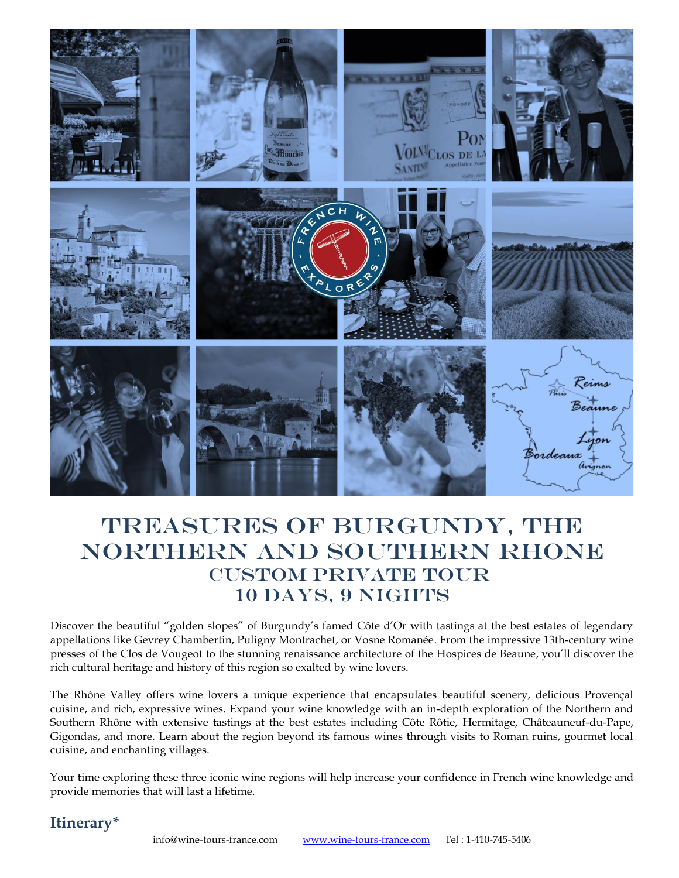# TREASURES OF BURGUNDY, THE NORTHERN AND SOUTHERN RHONE

## CUSTOM PRIVATE TOUR
## 10 DAYS, 9 NIGHTS

Discover the beautiful "golden slopes" of Burgundy's famed Côte d'Or with tastings at the best estates of legendary appellations like Gevrey Chambertin, Puligny Montrachet, or Vosne Romanée. From the impressive 13th-century wine presses of the Clos de Vougeot to the stunning renaissance architecture of the Hospices de Beaune, you'll discover the rich cultural heritage and history of this region so exalted by wine lovers.

The Rhône Valley offers wine lovers a unique experience that encapsulates beautiful scenery, delicious Provençal cuisine, and rich, expressive wines. Expand your wine knowledge with an in-depth exploration of the Northern and Southern Rhône with extensive tastings at the best estates including Côte Rôtie, Hermitage, Châteauneuf-du-Pape, Gigondas, and more. Learn about the region beyond its famous wines through visits to Roman ruins, gourmet local cuisine, and enchanting villages.

Your time exploring these three iconic wine regions will help increase your confidence in French wine knowledge and provide memories that will last a lifetime.

## Itinerary*

info@wine-tours-france.com    www.wine-tours-france.com    Tel : 1-410-745-5406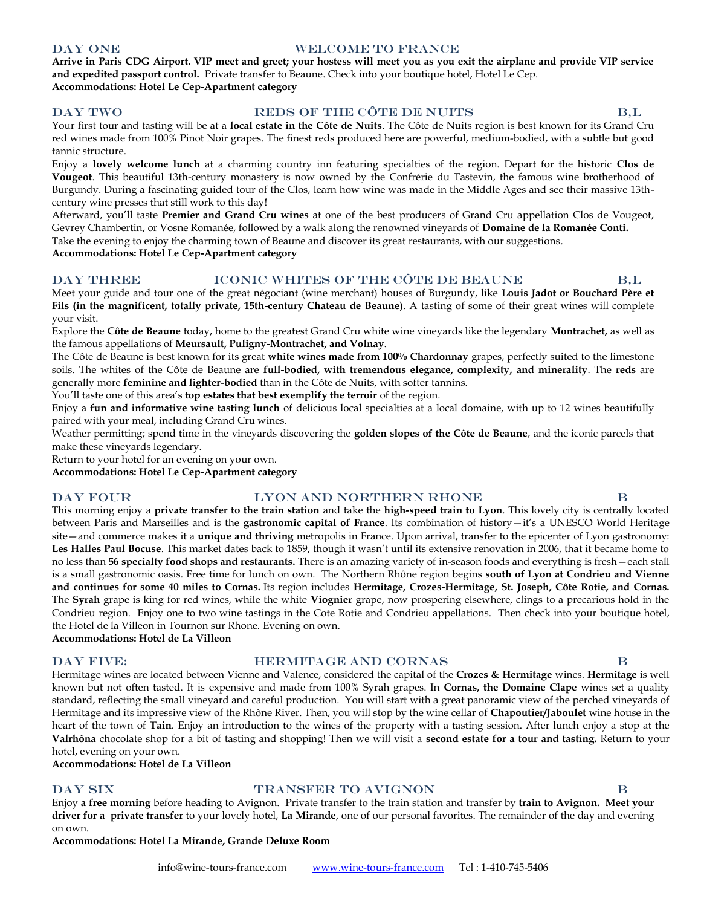## DAY ONE — WELCOME TO FRANCE

**Arrive in Paris CDG Airport. VIP meet and greet; your hostess will meet you as you exit the airplane and provide VIP service and expedited passport control.** Private transfer to Beaune. Check into your boutique hotel, Hotel Le Cep.

**Accommodations: Hotel Le Cep-Apartment category**

## DAY TWO — REDS OF THE CÔTE DE NUITS — B,L

Your first tour and tasting will be at a **local estate in the Côte de Nuits**. The Côte de Nuits region is best known for its Grand Cru red wines made from 100% Pinot Noir grapes. The finest reds produced here are powerful, medium-bodied, with a subtle but good tannic structure.

Enjoy a **lovely welcome lunch** at a charming country inn featuring specialties of the region. Depart for the historic **Clos de Vougeot**. This beautiful 13th-century monastery is now owned by the Confrérie du Tastevin, the famous wine brotherhood of Burgundy. During a fascinating guided tour of the Clos, learn how wine was made in the Middle Ages and see their massive 13th-century wine presses that still work to this day!

Afterward, you'll taste **Premier and Grand Cru wines** at one of the best producers of Grand Cru appellation Clos de Vougeot, Gevrey Chambertin, or Vosne Romanée, followed by a walk along the renowned vineyards of **Domaine de la Romanée Conti.**

Take the evening to enjoy the charming town of Beaune and discover its great restaurants, with our suggestions.

**Accommodations: Hotel Le Cep-Apartment category**

## DAY THREE — ICONIC WHITES OF THE CÔTE DE BEAUNE — B,L

Meet your guide and tour one of the great négociant (wine merchant) houses of Burgundy, like **Louis Jadot or Bouchard Père et Fils (in the magnificent, totally private, 15th-century Chateau de Beaune)**. A tasting of some of their great wines will complete your visit.

Explore the **Côte de Beaune** today, home to the greatest Grand Cru white wine vineyards like the legendary **Montrachet,** as well as the famous appellations of **Meursault, Puligny-Montrachet, and Volnay**.

The Côte de Beaune is best known for its great **white wines made from 100% Chardonnay** grapes, perfectly suited to the limestone soils. The whites of the Côte de Beaune are **full-bodied, with tremendous elegance, complexity, and minerality**. The **reds** are generally more **feminine and lighter-bodied** than in the Côte de Nuits, with softer tannins.

You'll taste one of this area's **top estates that best exemplify the terroir** of the region.

Enjoy a **fun and informative wine tasting lunch** of delicious local specialties at a local domaine, with up to 12 wines beautifully paired with your meal, including Grand Cru wines.

Weather permitting; spend time in the vineyards discovering the **golden slopes of the Côte de Beaune**, and the iconic parcels that make these vineyards legendary.

Return to your hotel for an evening on your own.

**Accommodations: Hotel Le Cep-Apartment category**

## DAY FOUR — LYON AND NORTHERN RHONE — B

This morning enjoy a **private transfer to the train station** and take the **high-speed train to Lyon**. This lovely city is centrally located between Paris and Marseilles and is the **gastronomic capital of France**. Its combination of history—it's a UNESCO World Heritage site—and commerce makes it a **unique and thriving** metropolis in France. Upon arrival, transfer to the epicenter of Lyon gastronomy: **Les Halles Paul Bocuse**. This market dates back to 1859, though it wasn't until its extensive renovation in 2006, that it became home to no less than **56 specialty food shops and restaurants.** There is an amazing variety of in-season foods and everything is fresh—each stall is a small gastronomic oasis. Free time for lunch on own. The Northern Rhône region begins **south of Lyon at Condrieu and Vienne and continues for some 40 miles to Cornas.** Its region includes **Hermitage, Crozes-Hermitage, St. Joseph, Côte Rotie, and Cornas.** The **Syrah** grape is king for red wines, while the white **Viognier** grape, now prospering elsewhere, clings to a precarious hold in the Condrieu region. Enjoy one to two wine tastings in the Cote Rotie and Condrieu appellations. Then check into your boutique hotel, the Hotel de la Villeon in Tournon sur Rhone. Evening on own.

**Accommodations: Hotel de La Villeon**

## DAY FIVE: — HERMITAGE AND CORNAS — B

Hermitage wines are located between Vienne and Valence, considered the capital of the **Crozes & Hermitage** wines. **Hermitage** is well known but not often tasted. It is expensive and made from 100% Syrah grapes. In **Cornas, the Domaine Clape** wines set a quality standard, reflecting the small vineyard and careful production. You will start with a great panoramic view of the perched vineyards of Hermitage and its impressive view of the Rhône River. Then, you will stop by the wine cellar of **Chapoutier/Jaboulet** wine house in the heart of the town of **Tain**. Enjoy an introduction to the wines of the property with a tasting session. After lunch enjoy a stop at the **Valrhôna** chocolate shop for a bit of tasting and shopping! Then we will visit a **second estate for a tour and tasting.** Return to your hotel, evening on your own.

**Accommodations: Hotel de La Villeon**

## DAY SIX — TRANSFER TO AVIGNON — B

Enjoy **a free morning** before heading to Avignon. Private transfer to the train station and transfer by **train to Avignon. Meet your driver for a private transfer** to your lovely hotel, **La Mirande**, one of our personal favorites. The remainder of the day and evening on own.

**Accommodations: Hotel La Mirande, Grande Deluxe Room**

info@wine-tours-france.com www.wine-tours-france.com Tel : 1-410-745-5406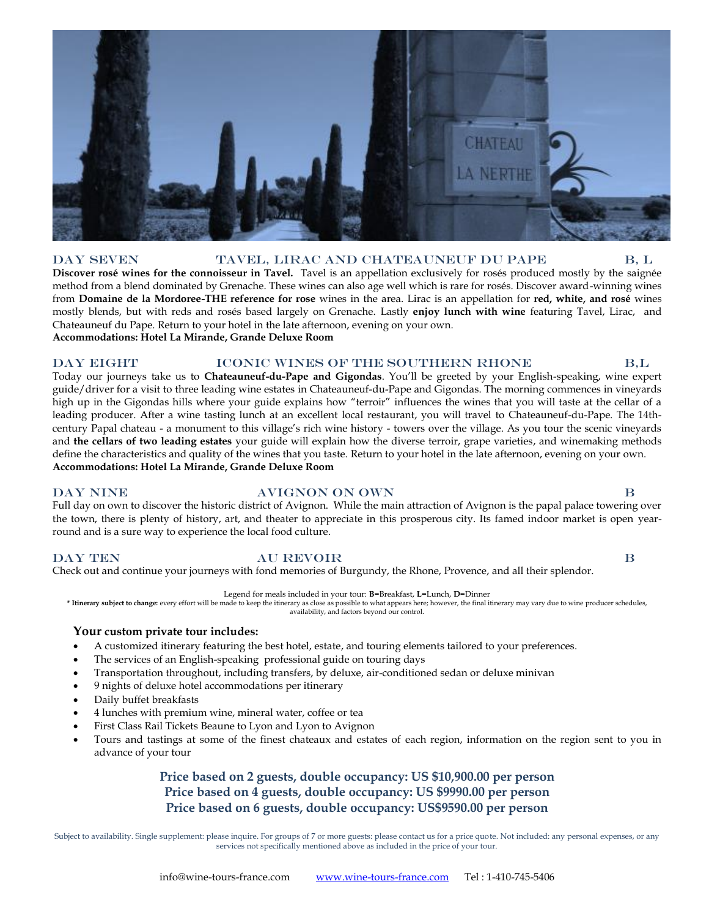## DAY SEVEN — TAVEL, LIRAC AND CHATEAUNEUF DU PAPE — B, L

**Discover rosé wines for the connoisseur in Tavel.** Tavel is an appellation exclusively for rosés produced mostly by the saignée method from a blend dominated by Grenache. These wines can also age well which is rare for rosés. Discover award-winning wines from **Domaine de la Mordoree-THE reference for rose** wines in the area. Lirac is an appellation for **red, white, and rosé** wines mostly blends, but with reds and rosés based largely on Grenache. Lastly **enjoy lunch with wine** featuring Tavel, Lirac, and Chateauneuf du Pape. Return to your hotel in the late afternoon, evening on your own.

**Accommodations: Hotel La Mirande, Grande Deluxe Room**

## DAY EIGHT — ICONIC WINES OF THE SOUTHERN RHONE — B,L

Today our journeys take us to **Chateauneuf-du-Pape and Gigondas**. You'll be greeted by your English-speaking, wine expert guide/driver for a visit to three leading wine estates in Chateauneuf-du-Pape and Gigondas. The morning commences in vineyards high up in the Gigondas hills where your guide explains how "terroir" influences the wines that you will taste at the cellar of a leading producer. After a wine tasting lunch at an excellent local restaurant, you will travel to Chateauneuf-du-Pape. The 14th-century Papal chateau - a monument to this village's rich wine history - towers over the village. As you tour the scenic vineyards and **the cellars of two leading estates** your guide will explain how the diverse terroir, grape varieties, and winemaking methods define the characteristics and quality of the wines that you taste. Return to your hotel in the late afternoon, evening on your own.

**Accommodations: Hotel La Mirande, Grande Deluxe Room**

## DAY NINE — AVIGNON ON OWN — B

Full day on own to discover the historic district of Avignon. While the main attraction of Avignon is the papal palace towering over the town, there is plenty of history, art, and theater to appreciate in this prosperous city. Its famed indoor market is open year-round and is a sure way to experience the local food culture.

## DAY TEN — AU REVOIR — B

Check out and continue your journeys with fond memories of Burgundy, the Rhone, Provence, and all their splendor.

Legend for meals included in your tour: **B**=Breakfast, **L**=Lunch, **D**=Dinner

**\* Itinerary subject to change:** every effort will be made to keep the itinerary as close as possible to what appears here; however, the final itinerary may vary due to wine producer schedules, availability, and factors beyond our control.

### Your custom private tour includes:

- A customized itinerary featuring the best hotel, estate, and touring elements tailored to your preferences.
- The services of an English-speaking professional guide on touring days
- Transportation throughout, including transfers, by deluxe, air-conditioned sedan or deluxe minivan
- 9 nights of deluxe hotel accommodations per itinerary
- Daily buffet breakfasts
- 4 lunches with premium wine, mineral water, coffee or tea
- First Class Rail Tickets Beaune to Lyon and Lyon to Avignon
- Tours and tastings at some of the finest chateaux and estates of each region, information on the region sent to you in advance of your tour

**Price based on 2 guests, double occupancy: US $10,900.00 per person**
**Price based on 4 guests, double occupancy: US $9990.00 per person**
**Price based on 6 guests, double occupancy: US$9590.00 per person**

Subject to availability. Single supplement: please inquire. For groups of 7 or more guests: please contact us for a price quote. Not included: any personal expenses, or any services not specifically mentioned above as included in the price of your tour.

info@wine-tours-france.com www.wine-tours-france.com Tel : 1-410-745-5406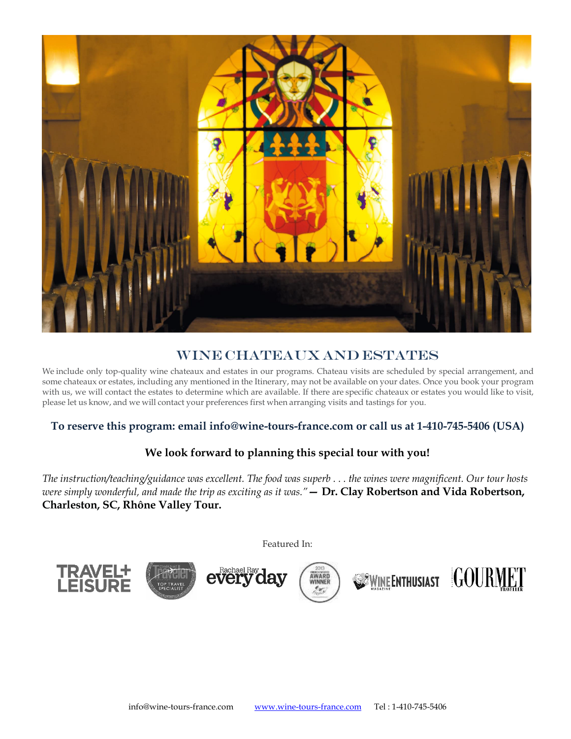## WINE CHATEAUX AND ESTATES

We include only top-quality wine chateaux and estates in our programs. Chateau visits are scheduled by special arrangement, and some chateaux or estates, including any mentioned in the Itinerary, may not be available on your dates. Once you book your program with us, we will contact the estates to determine which are available. If there are specific chateaux or estates you would like to visit, please let us know, and we will contact your preferences first when arranging visits and tastings for you.

**To reserve this program: email info@wine-tours-france.com or call us at 1-410-745-5406 (USA)**

**We look forward to planning this special tour with you!**

*The instruction/teaching/guidance was excellent. The food was superb . . . the wines were magnificent. Our tour hosts were simply wonderful, and made the trip as exciting as it was."* **— Dr. Clay Robertson and Vida Robertson, Charleston, SC, Rhône Valley Tour.**

Featured In:

TRAVEL+ LEISURE | Traveler TOP TRAVEL SPECIALIST | Rachael Ray every day | 2013 AWARD WINNER | WINE ENTHUSIAST MAGAZINE | GOURMET TRAVELLER

info@wine-tours-france.com   www.wine-tours-france.com   Tel : 1-410-745-5406